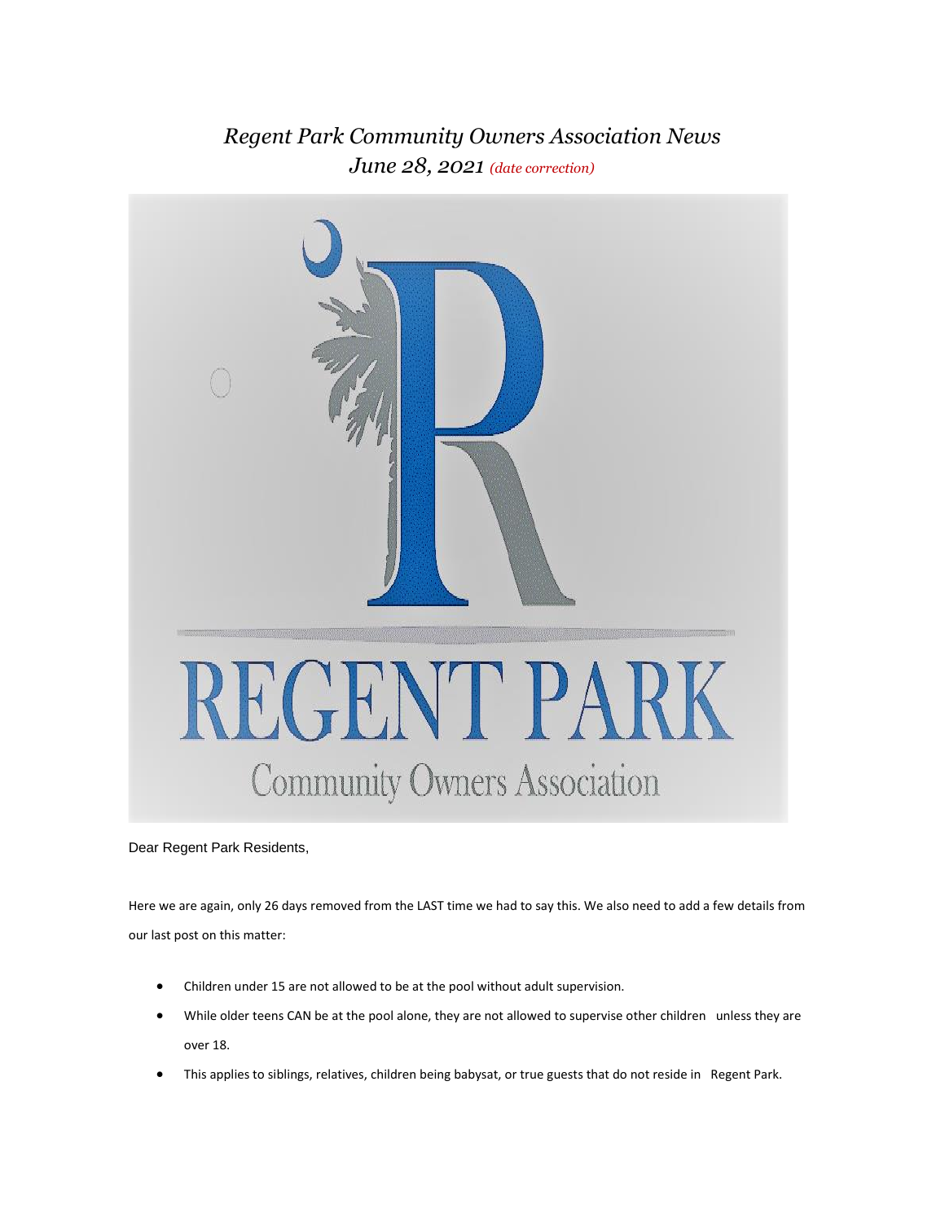# *Regent Park Community Owners Association News*

## *June 28, 2021 (date correction)*

Dear Regent Park Residents,

Here we are again, only 26 days removed from the LAST time we had to say this. We also need to add a few details from our last post on this matter:

- Children under 15 are not allowed to be at the pool without adult supervision.
- While older teens CAN be at the pool alone, they are not allowed to supervise other children unless they are over 18.
- This applies to siblings, relatives, children being babysat, or true guests that do not reside in Regent Park.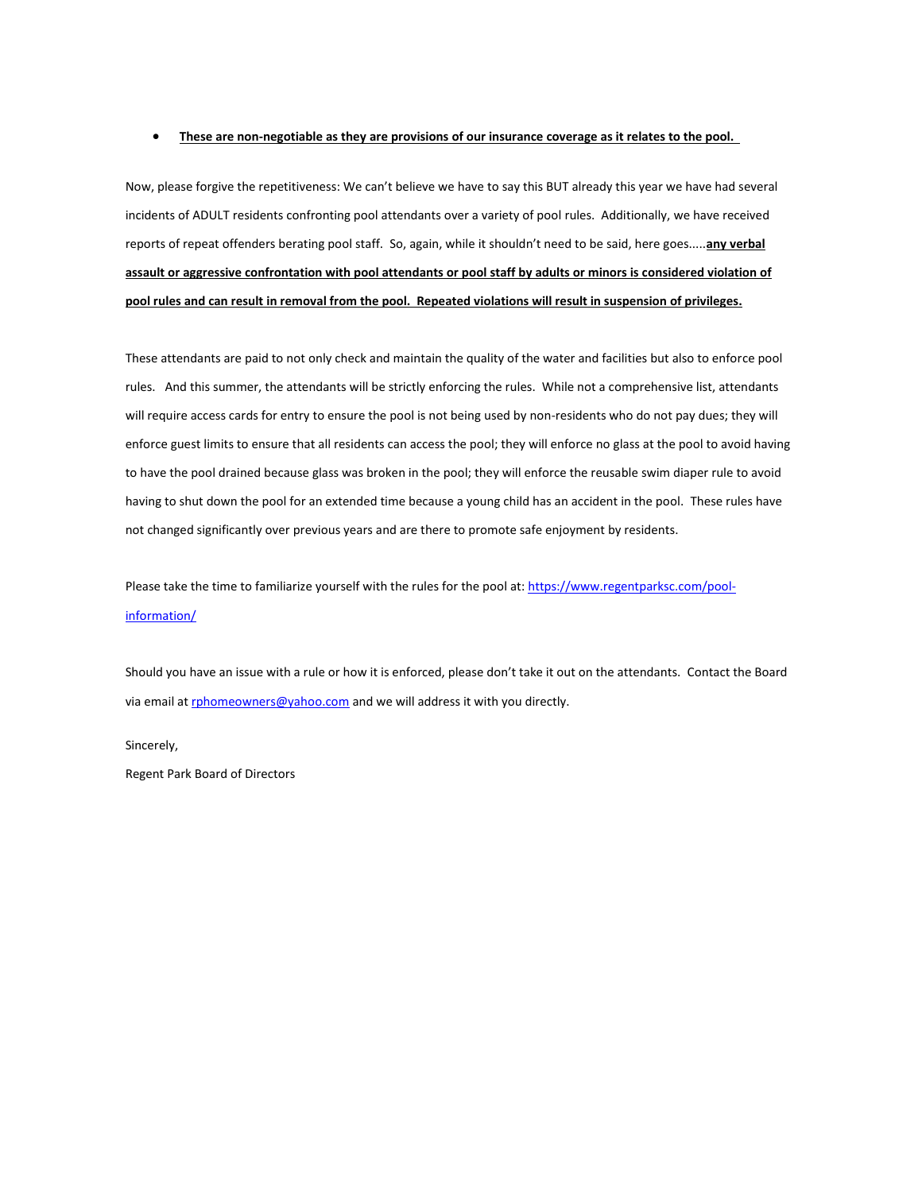- **These are non-negotiable as they are provisions of our insurance coverage as it relates to the pool.**

Now, please forgive the repetitiveness: We can't believe we have to say this BUT already this year we have had several incidents of ADULT residents confronting pool attendants over a variety of pool rules. Additionally, we have received reports of repeat offenders berating pool staff. So, again, while it shouldn't need to be said, here goes.....**any verbal assault or aggressive confrontation with pool attendants or pool staff by adults or minors is considered violation of pool rules and can result in removal from the pool. Repeated violations will result in suspension of privileges.**

These attendants are paid to not only check and maintain the quality of the water and facilities but also to enforce pool rules. And this summer, the attendants will be strictly enforcing the rules. While not a comprehensive list, attendants will require access cards for entry to ensure the pool is not being used by non-residents who do not pay dues; they will enforce guest limits to ensure that all residents can access the pool; they will enforce no glass at the pool to avoid having to have the pool drained because glass was broken in the pool; they will enforce the reusable swim diaper rule to avoid having to shut down the pool for an extended time because a young child has an accident in the pool. These rules have not changed significantly over previous years and are there to promote safe enjoyment by residents.

Please take the time to familiarize yourself with the rules for the pool at: [https://www.regentparksc.com/pool-information/](https://www.regentparksc.com/pool-information/)

Should you have an issue with a rule or how it is enforced, please don't take it out on the attendants. Contact the Board via email at [rphomeowners@yahoo.com](mailto:rphomeowners@yahoo.com) and we will address it with you directly.

Sincerely,

Regent Park Board of Directors